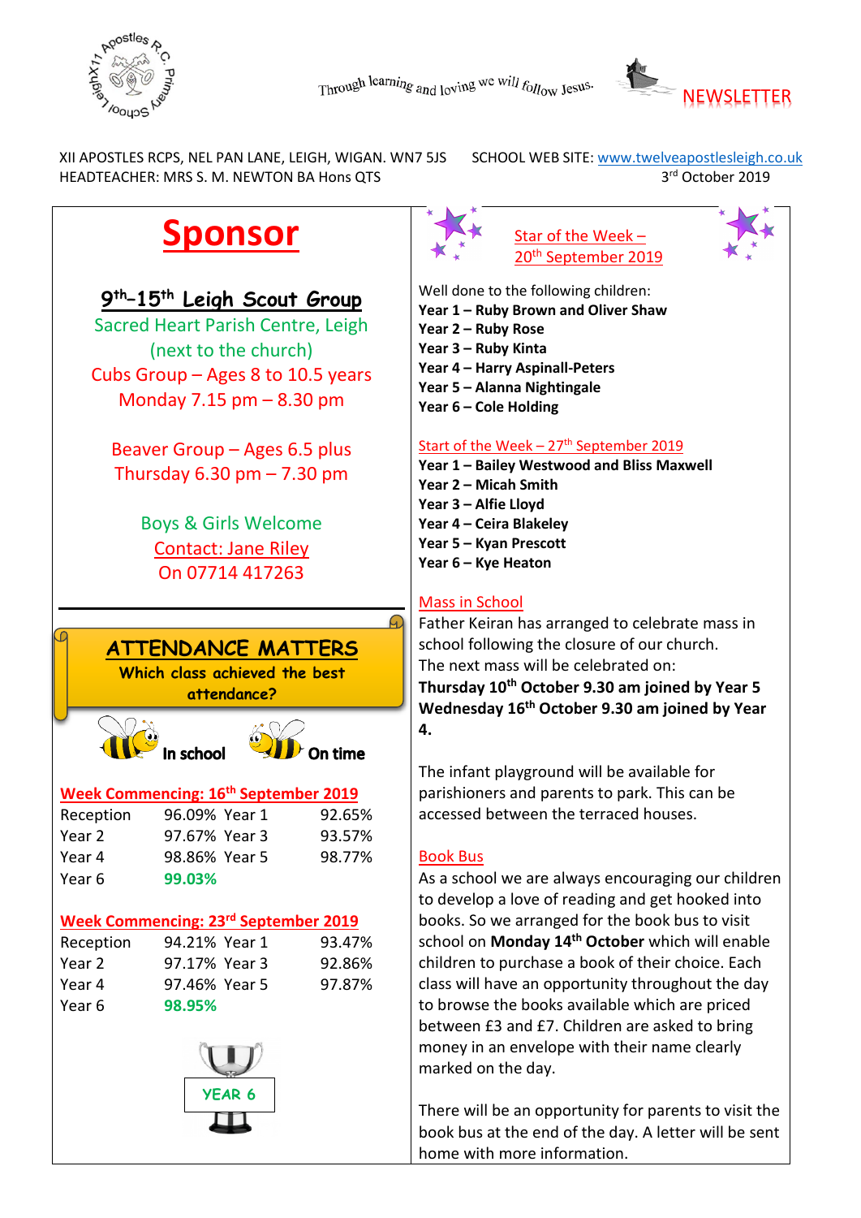Through learning and loving we will follow Jesus.

NEWSLETTER

XII APOSTLES RCPS, NEL PAN LANE, LEIGH, WIGAN. WN7 5JS
HEADTEACHER: MRS S. M. NEWTON BA Hons QTS

SCHOOL WEB SITE: www.twelveapostlesleigh.co.uk
3rd October 2019

# Sponsor

## 9th–15th Leigh Scout Group

Sacred Heart Parish Centre, Leigh
(next to the church)
Cubs Group – Ages 8 to 10.5 years
Monday 7.15 pm – 8.30 pm

Beaver Group – Ages 6.5 plus
Thursday 6.30 pm – 7.30 pm

Boys & Girls Welcome
Contact: Jane Riley
On 07714 417263

## ATTENDANCE MATTERS

**Which class achieved the best attendance?**

In school On time

**Week Commencing: 16th September 2019**

| | | | |
|---|---|---|---|
| Reception | 96.09% | Year 1 | 92.65% |
| Year 2 | 97.67% | Year 3 | 93.57% |
| Year 4 | 98.86% | Year 5 | 98.77% |
| Year 6 | **99.03%** | | |

**Week Commencing: 23rd September 2019**

| | | | |
|---|---|---|---|
| Reception | 94.21% | Year 1 | 93.47% |
| Year 2 | 97.17% | Year 3 | 92.86% |
| Year 4 | 97.46% | Year 5 | 97.87% |
| Year 6 | **98.95%** | | |

YEAR 6

## Star of the Week – 20th September 2019

Well done to the following children:

**Year 1 – Ruby Brown and Oliver Shaw**
**Year 2 – Ruby Rose**
**Year 3 – Ruby Kinta**
**Year 4 – Harry Aspinall-Peters**
**Year 5 – Alanna Nightingale**
**Year 6 – Cole Holding**

## Start of the Week – 27th September 2019

**Year 1 – Bailey Westwood and Bliss Maxwell**
**Year 2 – Micah Smith**
**Year 3 – Alfie Lloyd**
**Year 4 – Ceira Blakeley**
**Year 5 – Kyan Prescott**
**Year 6 – Kye Heaton**

## Mass in School

Father Keiran has arranged to celebrate mass in school following the closure of our church. The next mass will be celebrated on:
**Thursday 10th October 9.30 am joined by Year 5**
**Wednesday 16th October 9.30 am joined by Year 4.**

The infant playground will be available for parishioners and parents to park. This can be accessed between the terraced houses.

## Book Bus

As a school we are always encouraging our children to develop a love of reading and get hooked into books. So we arranged for the book bus to visit school on **Monday 14th October** which will enable children to purchase a book of their choice. Each class will have an opportunity throughout the day to browse the books available which are priced between £3 and £7. Children are asked to bring money in an envelope with their name clearly marked on the day.

There will be an opportunity for parents to visit the book bus at the end of the day. A letter will be sent home with more information.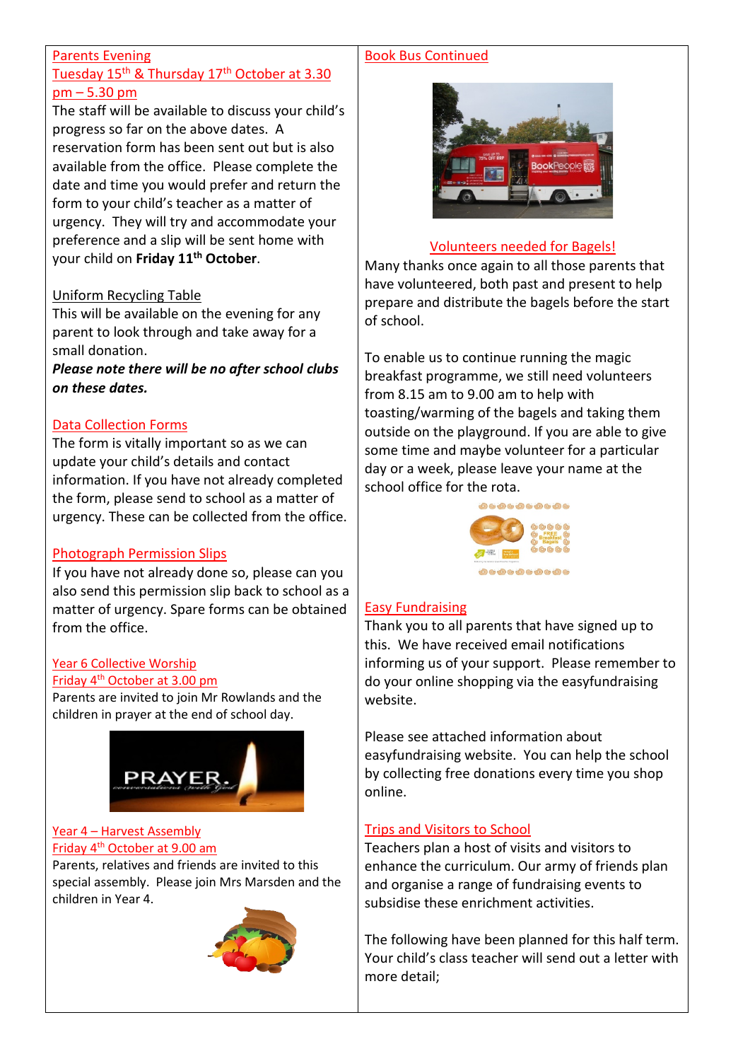## Parents Evening

## Tuesday 15th & Thursday 17th October at 3.30 pm – 5.30 pm

The staff will be available to discuss your child's progress so far on the above dates. A reservation form has been sent out but is also available from the office. Please complete the date and time you would prefer and return the form to your child's teacher as a matter of urgency. They will try and accommodate your preference and a slip will be sent home with your child on **Friday 11th October**.

## Uniform Recycling Table

This will be available on the evening for any parent to look through and take away for a small donation.

***Please note there will be no after school clubs on these dates.***

## Data Collection Forms

The form is vitally important so as we can update your child's details and contact information. If you have not already completed the form, please send to school as a matter of urgency. These can be collected from the office.

## Photograph Permission Slips

If you have not already done so, please can you also send this permission slip back to school as a matter of urgency. Spare forms can be obtained from the office.

## Year 6 Collective Worship

## Friday 4th October at 3.00 pm

Parents are invited to join Mr Rowlands and the children in prayer at the end of school day.

## Year 4 – Harvest Assembly

## Friday 4th October at 9.00 am

Parents, relatives and friends are invited to this special assembly. Please join Mrs Marsden and the children in Year 4.

## Book Bus Continued

## Volunteers needed for Bagels!

Many thanks once again to all those parents that have volunteered, both past and present to help prepare and distribute the bagels before the start of school.

To enable us to continue running the magic breakfast programme, we still need volunteers from 8.15 am to 9.00 am to help with toasting/warming of the bagels and taking them outside on the playground. If you are able to give some time and maybe volunteer for a particular day or a week, please leave your name at the school office for the rota.

## Easy Fundraising

Thank you to all parents that have signed up to this. We have received email notifications informing us of your support. Please remember to do your online shopping via the easyfundraising website.

Please see attached information about easyfundraising website. You can help the school by collecting free donations every time you shop online.

## Trips and Visitors to School

Teachers plan a host of visits and visitors to enhance the curriculum. Our army of friends plan and organise a range of fundraising events to subsidise these enrichment activities.

The following have been planned for this half term. Your child's class teacher will send out a letter with more detail;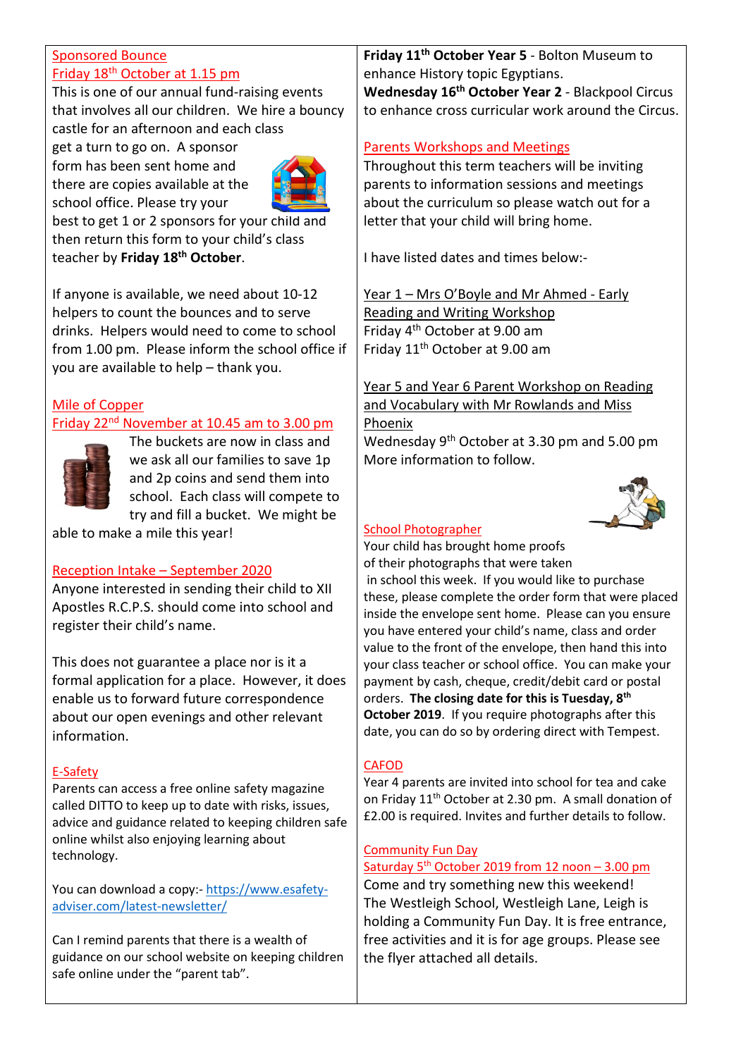## Sponsored Bounce

## Friday 18th October at 1.15 pm

This is one of our annual fund-raising events that involves all our children. We hire a bouncy castle for an afternoon and each class get a turn to go on. A sponsor form has been sent home and there are copies available at the school office. Please try your best to get 1 or 2 sponsors for your child and then return this form to your child's class teacher by **Friday 18th October**.

If anyone is available, we need about 10-12 helpers to count the bounces and to serve drinks. Helpers would need to come to school from 1.00 pm. Please inform the school office if you are available to help – thank you.

## Mile of Copper

## Friday 22nd November at 10.45 am to 3.00 pm

The buckets are now in class and we ask all our families to save 1p and 2p coins and send them into school. Each class will compete to try and fill a bucket. We might be able to make a mile this year!

## Reception Intake – September 2020

Anyone interested in sending their child to XII Apostles R.C.P.S. should come into school and register their child's name.

This does not guarantee a place nor is it a formal application for a place. However, it does enable us to forward future correspondence about our open evenings and other relevant information.

## E-Safety

Parents can access a free online safety magazine called DITTO to keep up to date with risks, issues, advice and guidance related to keeping children safe online whilst also enjoying learning about technology.

You can download a copy:- https://www.esafety-adviser.com/latest-newsletter/

Can I remind parents that there is a wealth of guidance on our school website on keeping children safe online under the "parent tab".

**Friday 11th October Year 5** - Bolton Museum to enhance History topic Egyptians.
**Wednesday 16th October Year 2** - Blackpool Circus to enhance cross curricular work around the Circus.

## Parents Workshops and Meetings

Throughout this term teachers will be inviting parents to information sessions and meetings about the curriculum so please watch out for a letter that your child will bring home.

I have listed dates and times below:-

### Year 1 – Mrs O'Boyle and Mr Ahmed - Early Reading and Writing Workshop

Friday 4th October at 9.00 am
Friday 11th October at 9.00 am

### Year 5 and Year 6 Parent Workshop on Reading and Vocabulary with Mr Rowlands and Miss Phoenix

Wednesday 9th October at 3.30 pm and 5.00 pm
More information to follow.

## School Photographer

Your child has brought home proofs of their photographs that were taken in school this week. If you would like to purchase these, please complete the order form that were placed inside the envelope sent home. Please can you ensure you have entered your child's name, class and order value to the front of the envelope, then hand this into your class teacher or school office. You can make your payment by cash, cheque, credit/debit card or postal orders. **The closing date for this is Tuesday, 8th October 2019**. If you require photographs after this date, you can do so by ordering direct with Tempest.

## CAFOD

Year 4 parents are invited into school for tea and cake on Friday 11th October at 2.30 pm. A small donation of £2.00 is required. Invites and further details to follow.

## Community Fun Day

## Saturday 5th October 2019 from 12 noon – 3.00 pm

Come and try something new this weekend!
The Westleigh School, Westleigh Lane, Leigh is holding a Community Fun Day. It is free entrance, free activities and it is for age groups. Please see the flyer attached all details.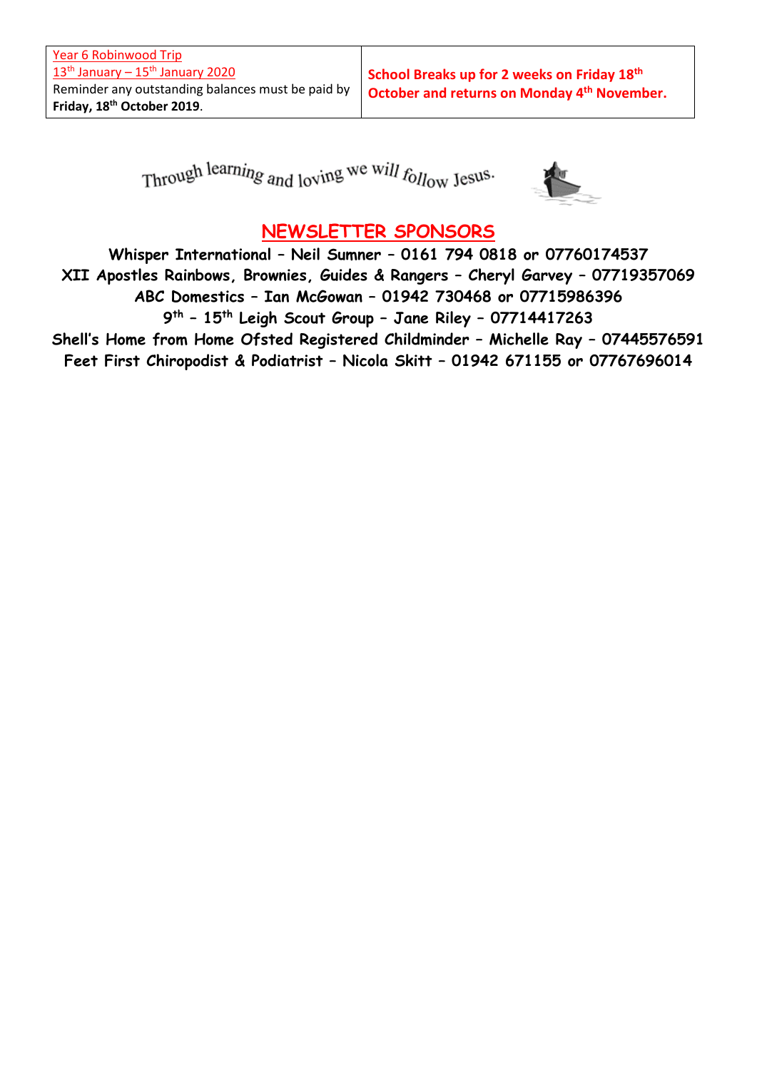| | |
|---|---|
| Year 6 Robinwood Trip<br>13th January – 15th January 2020<br>Reminder any outstanding balances must be paid by **Friday, 18th October 2019**. | **School Breaks up for 2 weeks on Friday 18th October and returns on Monday 4th November.** |

Through learning and loving we will follow Jesus.

## NEWSLETTER SPONSORS

**Whisper International – Neil Sumner – 0161 794 0818 or 07760174537**
**XII Apostles Rainbows, Brownies, Guides & Rangers – Cheryl Garvey – 07719357069**
**ABC Domestics – Ian McGowan – 01942 730468 or 07715986396**
**9th – 15th Leigh Scout Group – Jane Riley – 07714417263**
**Shell's Home from Home Ofsted Registered Childminder – Michelle Ray – 07445576591**
**Feet First Chiropodist & Podiatrist – Nicola Skitt – 01942 671155 or 07767696014**